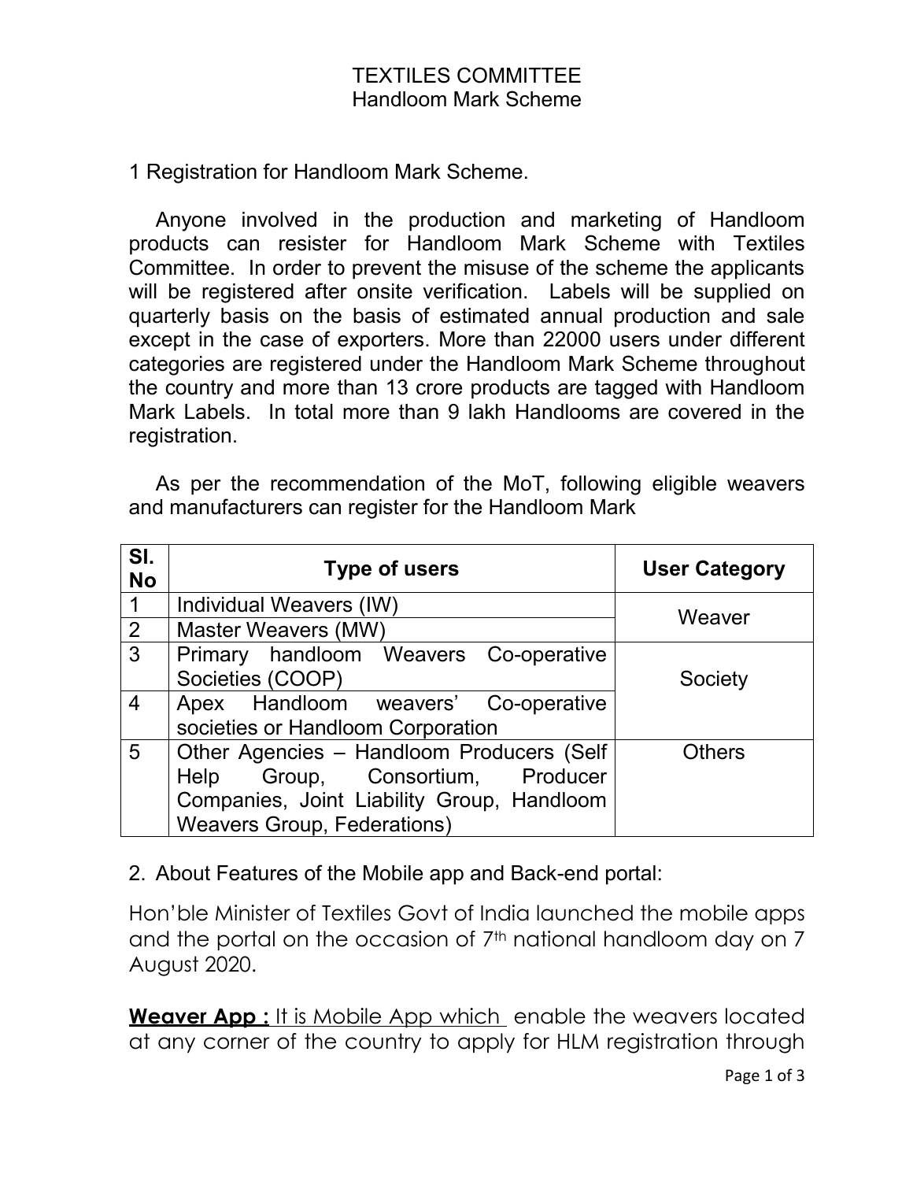# TEXTILES COMMITTEE
## Handloom Mark Scheme

1 Registration for Handloom Mark Scheme.

Anyone involved in the production and marketing of Handloom products can resister for Handloom Mark Scheme with Textiles Committee. In order to prevent the misuse of the scheme the applicants will be registered after onsite verification. Labels will be supplied on quarterly basis on the basis of estimated annual production and sale except in the case of exporters. More than 22000 users under different categories are registered under the Handloom Mark Scheme throughout the country and more than 13 crore products are tagged with Handloom Mark Labels. In total more than 9 lakh Handlooms are covered in the registration.

As per the recommendation of the MoT, following eligible weavers and manufacturers can register for the Handloom Mark

| Sl. No | Type of users | User Category |
|---|---|---|
| 1 | Individual Weavers (IW) | Weaver |
| 2 | Master Weavers (MW) | |
| 3 | Primary handloom Weavers Co-operative Societies (COOP) | Society |
| 4 | Apex Handloom weavers' Co-operative societies or Handloom Corporation | |
| 5 | Other Agencies – Handloom Producers (Self Help Group, Consortium, Producer Companies, Joint Liability Group, Handloom Weavers Group, Federations) | Others |

2. About Features of the Mobile app and Back-end portal:

Hon'ble Minister of Textiles Govt of India launched the mobile apps and the portal on the occasion of 7th national handloom day on 7 August 2020.

**Weaver App :** It is Mobile App which enable the weavers located at any corner of the country to apply for HLM registration through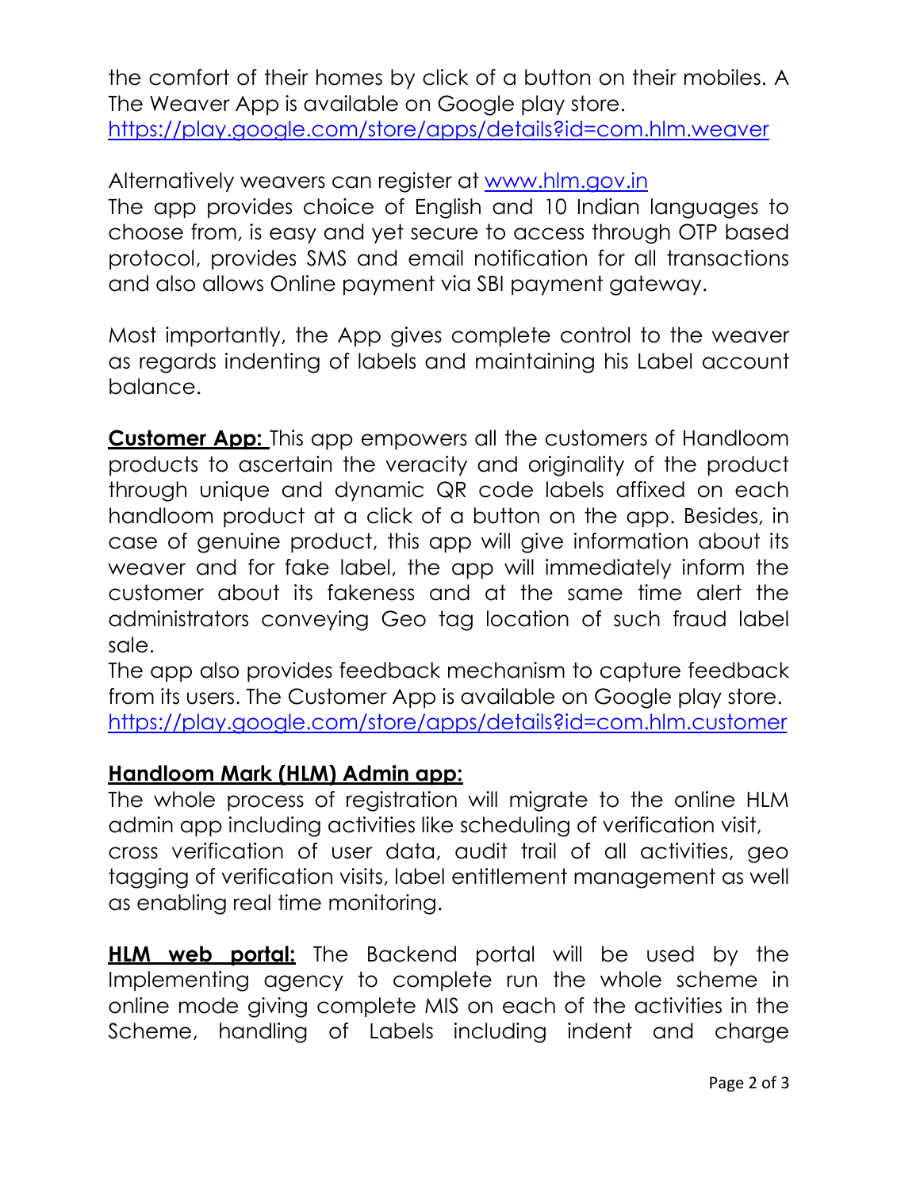the comfort of their homes by click of a button on their mobiles. A The Weaver App is available on Google play store.
https://play.google.com/store/apps/details?id=com.hlm.weaver

Alternatively weavers can register at www.hlm.gov.in
The app provides choice of English and 10 Indian languages to choose from, is easy and yet secure to access through OTP based protocol, provides SMS and email notification for all transactions and also allows Online payment via SBI payment gateway.

Most importantly, the App gives complete control to the weaver as regards indenting of labels and maintaining his Label account balance.

**Customer App:** This app empowers all the customers of Handloom products to ascertain the veracity and originality of the product through unique and dynamic QR code labels affixed on each handloom product at a click of a button on the app. Besides, in case of genuine product, this app will give information about its weaver and for fake label, the app will immediately inform the customer about its fakeness and at the same time alert the administrators conveying Geo tag location of such fraud label sale.
The app also provides feedback mechanism to capture feedback from its users. The Customer App is available on Google play store.
https://play.google.com/store/apps/details?id=com.hlm.customer

**Handloom Mark (HLM) Admin app:**
The whole process of registration will migrate to the online HLM admin app including activities like scheduling of verification visit, cross verification of user data, audit trail of all activities, geo tagging of verification visits, label entitlement management as well as enabling real time monitoring.

**HLM web portal:** The Backend portal will be used by the Implementing agency to complete run the whole scheme in online mode giving complete MIS on each of the activities in the Scheme, handling of Labels including indent and charge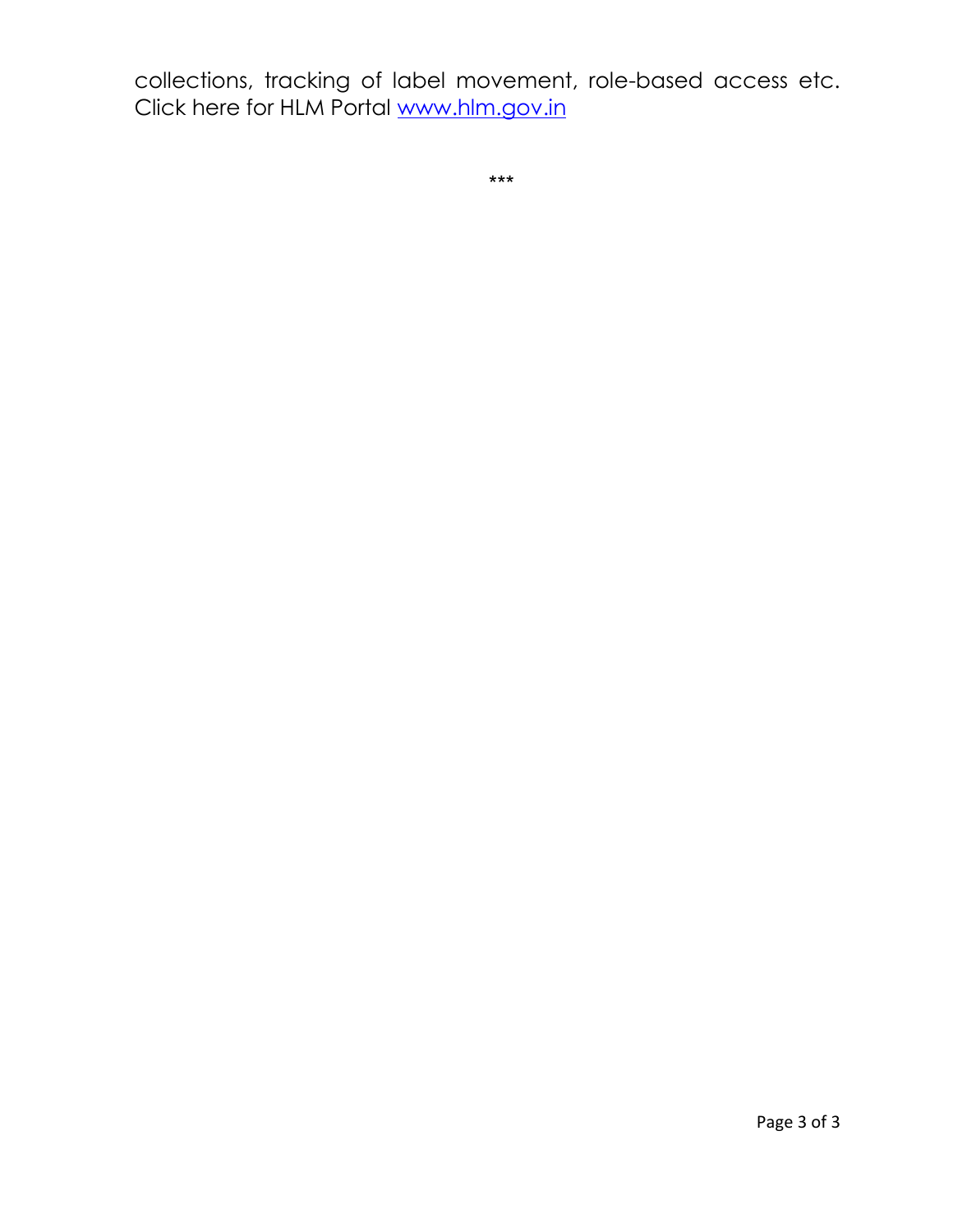collections, tracking of label movement, role-based access etc. Click here for HLM Portal [www.hlm.gov.in](http://www.hlm.gov.in)

***